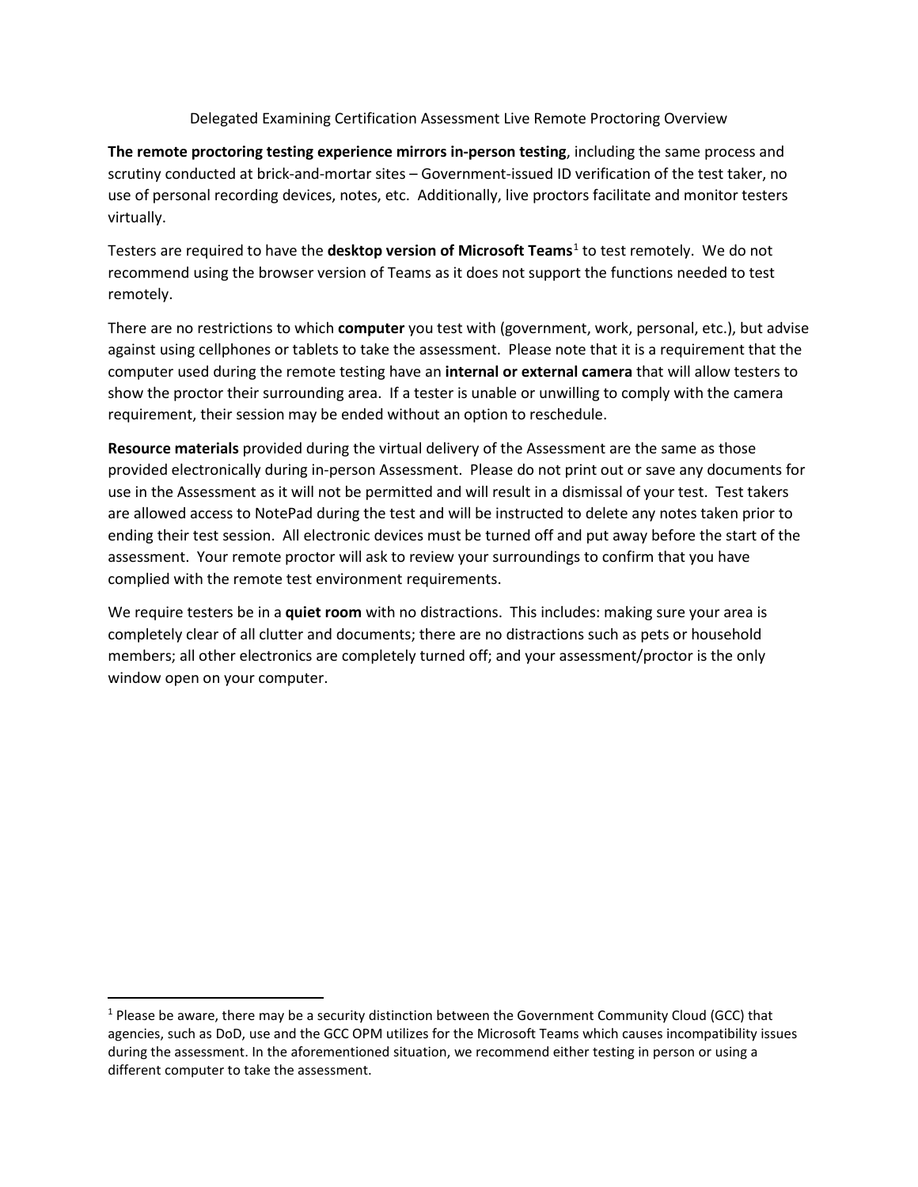Delegated Examining Certification Assessment Live Remote Proctoring Overview

**The remote proctoring testing experience mirrors in-person testing**, including the same process and scrutiny conducted at brick-and-mortar sites – Government-issued ID verification of the test taker, no use of personal recording devices, notes, etc. Additionally, live proctors facilitate and monitor testers virtually.

Testers are required to have the **desktop version of Microsoft Teams**[1] to test remotely. We do not recommend using the browser version of Teams as it does not support the functions needed to test remotely.

There are no restrictions to which **computer** you test with (government, work, personal, etc.), but advise against using cellphones or tablets to take the assessment. Please note that it is a requirement that the computer used during the remote testing have an **internal or external camera** that will allow testers to show the proctor their surrounding area. If a tester is unable or unwilling to comply with the camera requirement, their session may be ended without an option to reschedule.

**Resource materials** provided during the virtual delivery of the Assessment are the same as those provided electronically during in-person Assessment. Please do not print out or save any documents for use in the Assessment as it will not be permitted and will result in a dismissal of your test. Test takers are allowed access to NotePad during the test and will be instructed to delete any notes taken prior to ending their test session. All electronic devices must be turned off and put away before the start of the assessment. Your remote proctor will ask to review your surroundings to confirm that you have complied with the remote test environment requirements.

We require testers be in a **quiet room** with no distractions. This includes: making sure your area is completely clear of all clutter and documents; there are no distractions such as pets or household members; all other electronics are completely turned off; and your assessment/proctor is the only window open on your computer.

---

[1] Please be aware, there may be a security distinction between the Government Community Cloud (GCC) that agencies, such as DoD, use and the GCC OPM utilizes for the Microsoft Teams which causes incompatibility issues during the assessment. In the aforementioned situation, we recommend either testing in person or using a different computer to take the assessment.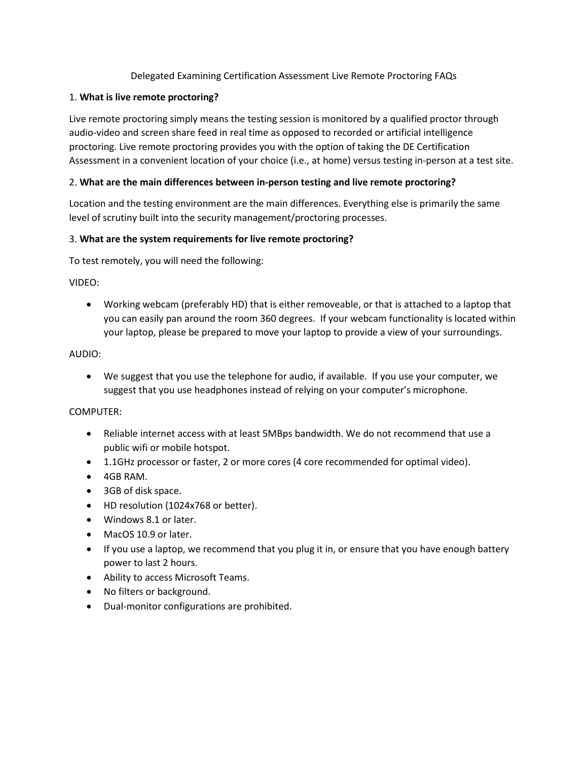Delegated Examining Certification Assessment Live Remote Proctoring FAQs

1. **What is live remote proctoring?**

Live remote proctoring simply means the testing session is monitored by a qualified proctor through audio-video and screen share feed in real time as opposed to recorded or artificial intelligence proctoring. Live remote proctoring provides you with the option of taking the DE Certification Assessment in a convenient location of your choice (i.e., at home) versus testing in-person at a test site.

2. **What are the main differences between in-person testing and live remote proctoring?**

Location and the testing environment are the main differences. Everything else is primarily the same level of scrutiny built into the security management/proctoring processes.

3. **What are the system requirements for live remote proctoring?**

To test remotely, you will need the following:

VIDEO:

- Working webcam (preferably HD) that is either removeable, or that is attached to a laptop that you can easily pan around the room 360 degrees. If your webcam functionality is located within your laptop, please be prepared to move your laptop to provide a view of your surroundings.

AUDIO:

- We suggest that you use the telephone for audio, if available. If you use your computer, we suggest that you use headphones instead of relying on your computer's microphone.

COMPUTER:

- Reliable internet access with at least 5MBps bandwidth. We do not recommend that use a public wifi or mobile hotspot.
- 1.1GHz processor or faster, 2 or more cores (4 core recommended for optimal video).
- 4GB RAM.
- 3GB of disk space.
- HD resolution (1024x768 or better).
- Windows 8.1 or later.
- MacOS 10.9 or later.
- If you use a laptop, we recommend that you plug it in, or ensure that you have enough battery power to last 2 hours.
- Ability to access Microsoft Teams.
- No filters or background.
- Dual-monitor configurations are prohibited.